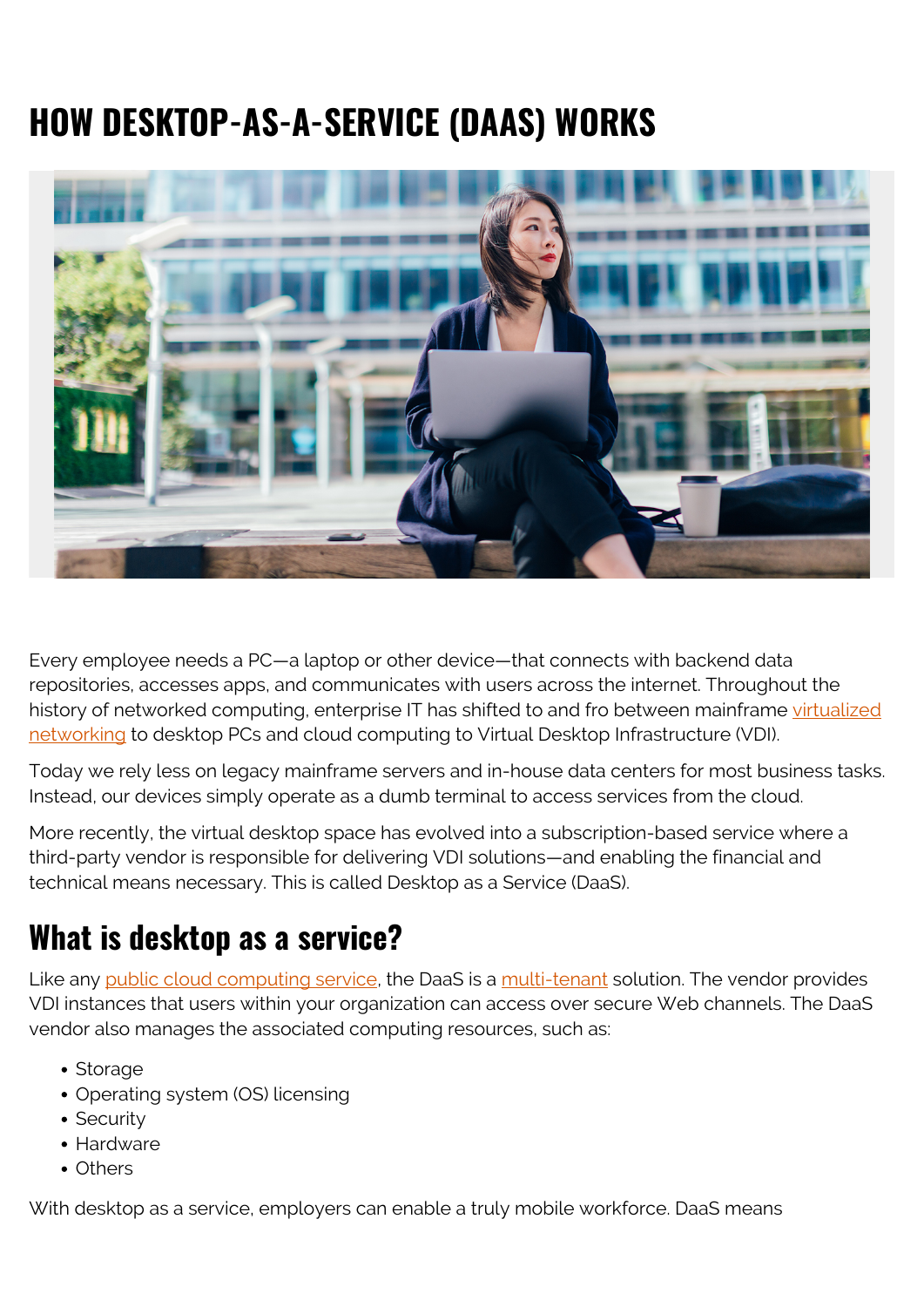# HOW DESKTOP-AS-A-SERVICE (DAAS) WORKS

Every employee needs a PC—a laptop or other device—that connects with backend data repositories, accesses apps, and communicates with users across the internet. Throughout the history of networked computing, enterprise IT has shifted to and fro between mainframe virtualized networking to desktop PCs and cloud computing to Virtual Desktop Infrastructure (VDI).

Today we rely less on legacy mainframe servers and in-house data centers for most business tasks. Instead, our devices simply operate as a dumb terminal to access services from the cloud.

More recently, the virtual desktop space has evolved into a subscription-based service where a third-party vendor is responsible for delivering VDI solutions—and enabling the financial and technical means necessary. This is called Desktop as a Service (DaaS).

## What is desktop as a service?

Like any public cloud computing service, the DaaS is a multi-tenant solution. The vendor provides VDI instances that users within your organization can access over secure Web channels. The DaaS vendor also manages the associated computing resources, such as:

- Storage
- Operating system (OS) licensing
- Security
- Hardware
- Others

With desktop as a service, employers can enable a truly mobile workforce. DaaS means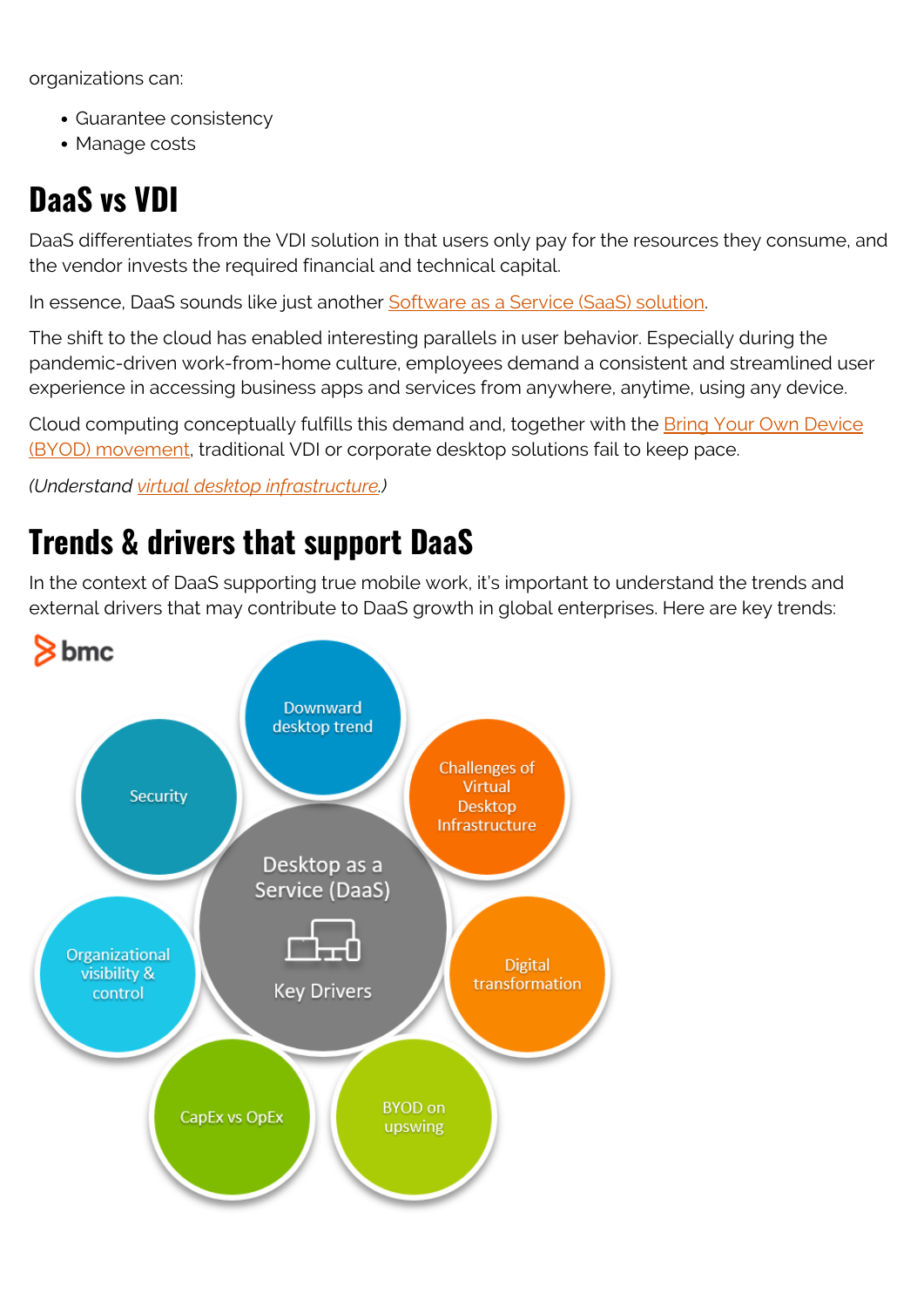organizations can:

- Guarantee consistency
- Manage costs

## DaaS vs VDI

DaaS differentiates from the VDI solution in that users only pay for the resources they consume, and the vendor invests the required financial and technical capital.

In essence, DaaS sounds like just another Software as a Service (SaaS) solution.

The shift to the cloud has enabled interesting parallels in user behavior. Especially during the pandemic-driven work-from-home culture, employees demand a consistent and streamlined user experience in accessing business apps and services from anywhere, anytime, using any device.

Cloud computing conceptually fulfills this demand and, together with the Bring Your Own Device (BYOD) movement, traditional VDI or corporate desktop solutions fail to keep pace.

*(Understand virtual desktop infrastructure.)*

## Trends & drivers that support DaaS

In the context of DaaS supporting true mobile work, it's important to understand the trends and external drivers that may contribute to DaaS growth in global enterprises. Here are key trends:

bmc

Desktop as a Service (DaaS) Key Drivers

- Downward desktop trend
- Challenges of Virtual Desktop Infrastructure
- Digital transformation
- BYOD on upswing
- CapEx vs OpEx
- Organizational visibility & control
- Security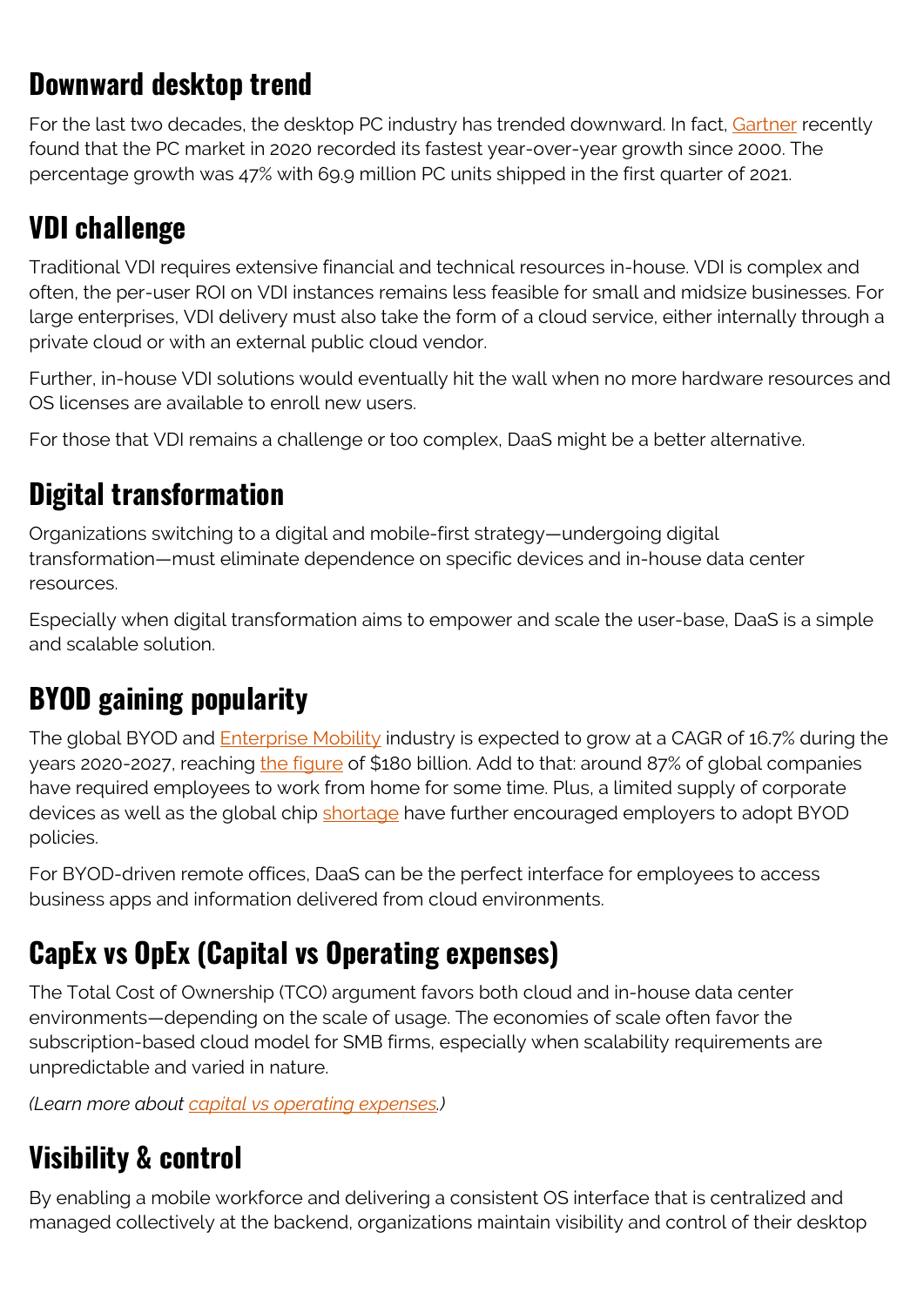## Downward desktop trend

For the last two decades, the desktop PC industry has trended downward. In fact, Gartner recently found that the PC market in 2020 recorded its fastest year-over-year growth since 2000. The percentage growth was 47% with 69.9 million PC units shipped in the first quarter of 2021.

## VDI challenge

Traditional VDI requires extensive financial and technical resources in-house. VDI is complex and often, the per-user ROI on VDI instances remains less feasible for small and midsize businesses. For large enterprises, VDI delivery must also take the form of a cloud service, either internally through a private cloud or with an external public cloud vendor.

Further, in-house VDI solutions would eventually hit the wall when no more hardware resources and OS licenses are available to enroll new users.

For those that VDI remains a challenge or too complex, DaaS might be a better alternative.

## Digital transformation

Organizations switching to a digital and mobile-first strategy—undergoing digital transformation—must eliminate dependence on specific devices and in-house data center resources.

Especially when digital transformation aims to empower and scale the user-base, DaaS is a simple and scalable solution.

## BYOD gaining popularity

The global BYOD and Enterprise Mobility industry is expected to grow at a CAGR of 16.7% during the years 2020-2027, reaching the figure of $180 billion. Add to that: around 87% of global companies have required employees to work from home for some time. Plus, a limited supply of corporate devices as well as the global chip shortage have further encouraged employers to adopt BYOD policies.

For BYOD-driven remote offices, DaaS can be the perfect interface for employees to access business apps and information delivered from cloud environments.

## CapEx vs OpEx (Capital vs Operating expenses)

The Total Cost of Ownership (TCO) argument favors both cloud and in-house data center environments—depending on the scale of usage. The economies of scale often favor the subscription-based cloud model for SMB firms, especially when scalability requirements are unpredictable and varied in nature.

*(Learn more about capital vs operating expenses.)*

## Visibility & control

By enabling a mobile workforce and delivering a consistent OS interface that is centralized and managed collectively at the backend, organizations maintain visibility and control of their desktop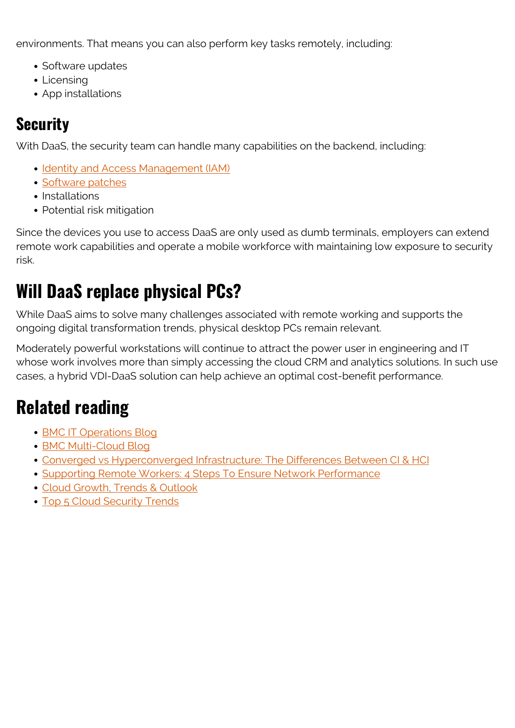environments. That means you can also perform key tasks remotely, including:

- Software updates
- Licensing
- App installations

### Security

With DaaS, the security team can handle many capabilities on the backend, including:

- Identity and Access Management (IAM)
- Software patches
- Installations
- Potential risk mitigation

Since the devices you use to access DaaS are only used as dumb terminals, employers can extend remote work capabilities and operate a mobile workforce with maintaining low exposure to security risk.

## Will DaaS replace physical PCs?

While DaaS aims to solve many challenges associated with remote working and supports the ongoing digital transformation trends, physical desktop PCs remain relevant.

Moderately powerful workstations will continue to attract the power user in engineering and IT whose work involves more than simply accessing the cloud CRM and analytics solutions. In such use cases, a hybrid VDI-DaaS solution can help achieve an optimal cost-benefit performance.

## Related reading

- BMC IT Operations Blog
- BMC Multi-Cloud Blog
- Converged vs Hyperconverged Infrastructure: The Differences Between CI & HCI
- Supporting Remote Workers: 4 Steps To Ensure Network Performance
- Cloud Growth, Trends & Outlook
- Top 5 Cloud Security Trends